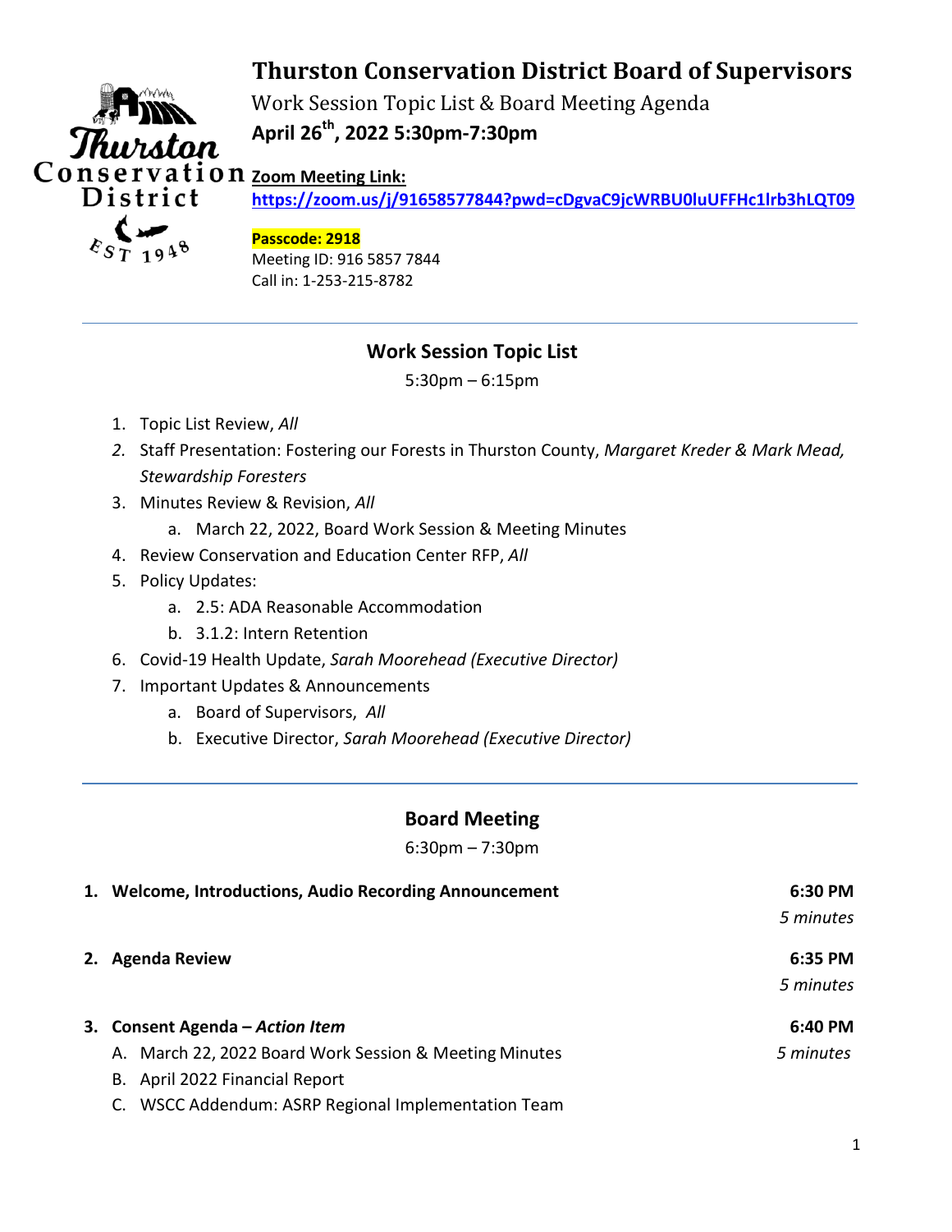# Thurston Conservation District Board of Supervisors

Work Session Topic List & Board Meeting Agenda

**April 26th, 2022 5:30pm-7:30pm**

**Zoom Meeting Link:**
**https://zoom.us/j/91658577844?pwd=cDgvaC9jcWRBU0luUFFHc1lrb3hLQT09**

**Passcode: 2918**
Meeting ID: 916 5857 7844
Call in: 1-253-215-8782

---

## Work Session Topic List

5:30pm – 6:15pm

1. Topic List Review, *All*
2. Staff Presentation: Fostering our Forests in Thurston County, *Margaret Kreder & Mark Mead, Stewardship Foresters*
3. Minutes Review & Revision, *All*
   a. March 22, 2022, Board Work Session & Meeting Minutes
4. Review Conservation and Education Center RFP, *All*
5. Policy Updates:
   a. 2.5: ADA Reasonable Accommodation
   b. 3.1.2: Intern Retention
6. Covid-19 Health Update, *Sarah Moorehead (Executive Director)*
7. Important Updates & Announcements
   a. Board of Supervisors, *All*
   b. Executive Director, *Sarah Moorehead (Executive Director)*

---

## Board Meeting

6:30pm – 7:30pm

**1. Welcome, Introductions, Audio Recording Announcement** — **6:30 PM**, *5 minutes*

**2. Agenda Review** — **6:35 PM**, *5 minutes*

**3. Consent Agenda – *Action Item*** — **6:40 PM**, *5 minutes*

A. March 22, 2022 Board Work Session & Meeting Minutes
B. April 2022 Financial Report
C. WSCC Addendum: ASRP Regional Implementation Team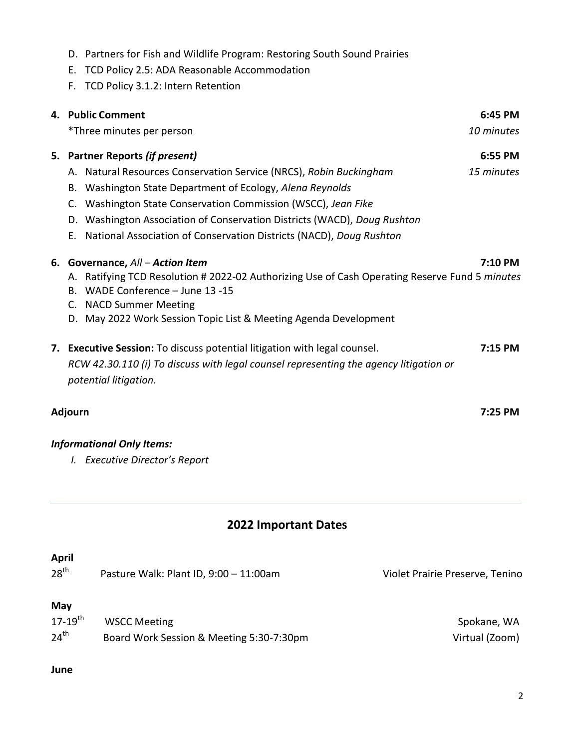- D. Partners for Fish and Wildlife Program: Restoring South Sound Prairies
- E. TCD Policy 2.5: ADA Reasonable Accommodation
- F. TCD Policy 3.1.2: Intern Retention

**4. Public Comment** **6:45 PM**

*Three minutes per person *10 minutes*

**5. Partner Reports *(if present)*** **6:55 PM**

*15 minutes*

- A. Natural Resources Conservation Service (NRCS), *Robin Buckingham*
- B. Washington State Department of Ecology, *Alena Reynolds*
- C. Washington State Conservation Commission (WSCC), *Jean Fike*
- D. Washington Association of Conservation Districts (WACD), *Doug Rushton*
- E. National Association of Conservation Districts (NACD), *Doug Rushton*

**6. Governance,** *All* – ***Action Item*** **7:10 PM**

- A. Ratifying TCD Resolution # 2022-02 Authorizing Use of Cash Operating Reserve Fund *5 minutes*
- B. WADE Conference – June 13 -15
- C. NACD Summer Meeting
- D. May 2022 Work Session Topic List & Meeting Agenda Development

**7. Executive Session:** To discuss potential litigation with legal counsel. **7:15 PM**

*RCW 42.30.110 (i) To discuss with legal counsel representing the agency litigation or potential litigation.*

**Adjourn** **7:25 PM**

***Informational Only Items:***

*I. Executive Director's Report*

---

## 2022 Important Dates

**April**

| | | |
|---|---|---|
| 28th | Pasture Walk: Plant ID, 9:00 – 11:00am | Violet Prairie Preserve, Tenino |

**May**

| | | |
|---|---|---|
| 17-19th | WSCC Meeting | Spokane, WA |
| 24th | Board Work Session & Meeting 5:30-7:30pm | Virtual (Zoom) |

**June**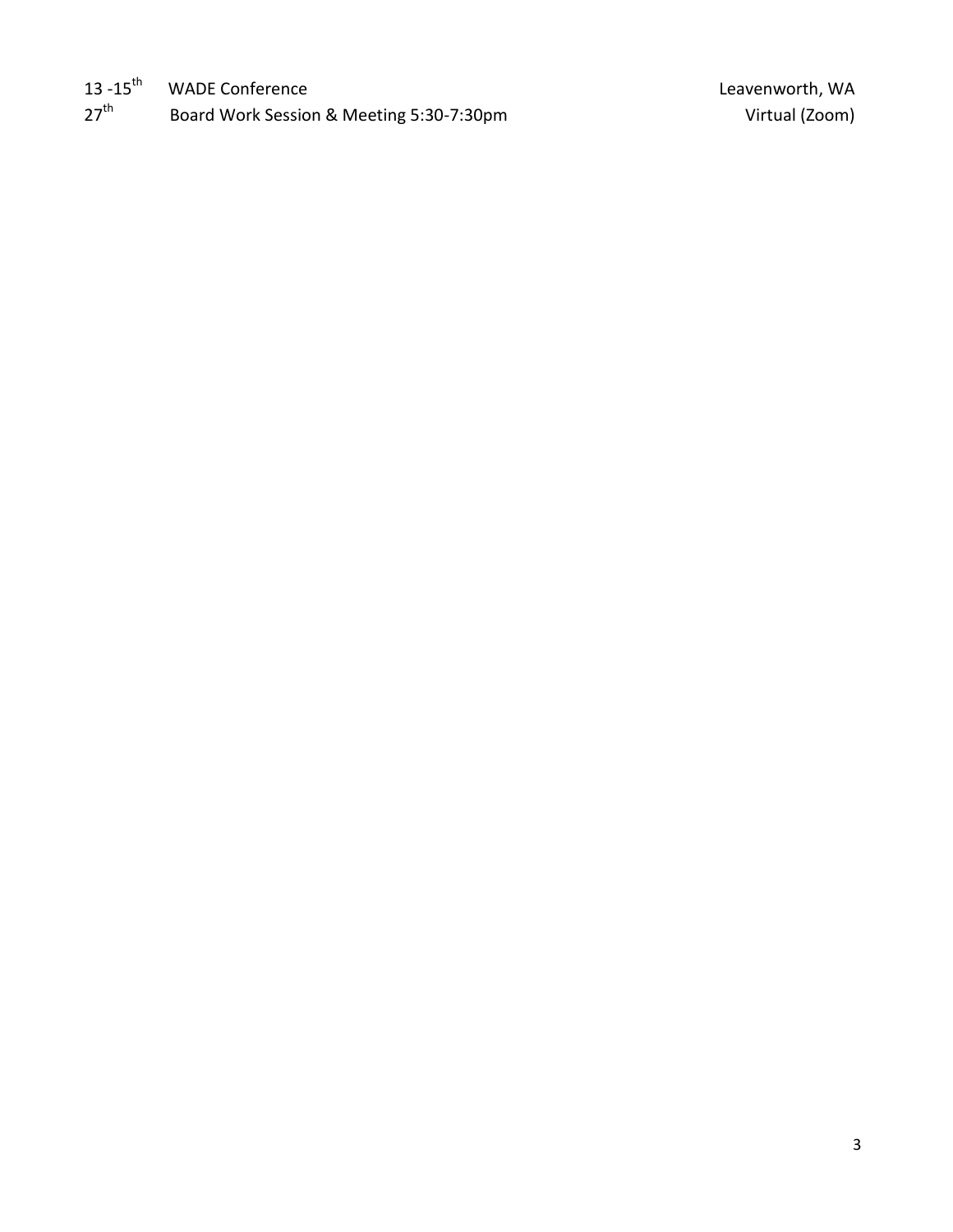| | | |
|---|---|---|
| 13 -15th | WADE Conference | Leavenworth, WA |
| 27th | Board Work Session & Meeting 5:30-7:30pm | Virtual (Zoom) |